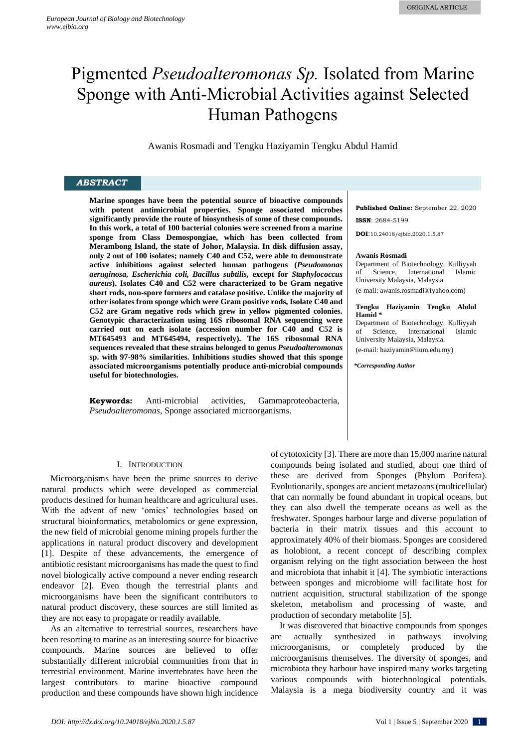ORIGINAL ARTICLE

# Pigmented *Pseudoalteromonas Sp.* Isolated from Marine Sponge with Anti-Microbial Activities against Selected Human Pathogens

Awanis Rosmadi and Tengku Haziyamin Tengku Abdul Hamid

## ABSTRACT

**Marine sponges have been the potential source of bioactive compounds with potent antimicrobial properties. Sponge associated microbes significantly provide the route of biosynthesis of some of these compounds. In this work, a total of 100 bacterial colonies were screened from a marine sponge from Class Demospongiae, which has been collected from Merambong Island, the state of Johor, Malaysia. In disk diffusion assay, only 2 out of 100 isolates; namely C40 and C52, were able to demonstrate active inhibitions against selected human pathogens (*Pseudomonas aeruginosa, Escherichia coli, Bacillus subtilis,* except for *Staphylococcus aureus*). Isolates C40 and C52 were characterized to be Gram negative short rods, non-spore formers and catalase positive. Unlike the majority of other isolates from sponge which were Gram positive rods, Isolate C40 and C52 are Gram negative rods which grew in yellow pigmented colonies. Genotypic characterization using 16S ribosomal RNA sequencing were carried out on each isolate (accession number for C40 and C52 is MT645493 and MT645494, respectively). The 16S ribosomal RNA sequences revealed that these strains belonged to genus *Pseudoalteromonas* sp. with 97-98% similarities. Inhibitions studies showed that this sponge associated microorganisms potentially produce anti-microbial compounds useful for biotechnologies.**

**Keywords:** Anti-microbial activities, Gammaproteobacteria, *Pseudoalteromonas*, Sponge associated microorganisms.

**Published Online:** September 22, 2020

**ISSN**: 2684-5199

**DOI**:10.24018/ejbio.2020.1.5.87

**Awanis Rosmadi**
Department of Biotechnology, Kulliyyah of Science, International Islamic University Malaysia, Malaysia.
(e-mail: awanis.rosmadi@lyahoo.com)

**Tengku Haziyamin Tengku Abdul Hamid \***
Department of Biotechnology, Kulliyyah of Science, International Islamic University Malaysia, Malaysia.
(e-mail: haziyamin@iium.edu.my)

***Corresponding Author***

## I. Introduction

Microorganisms have been the prime sources to derive natural products which were developed as commercial products destined for human healthcare and agricultural uses. With the advent of new 'omics' technologies based on structural bioinformatics, metabolomics or gene expression, the new field of microbial genome mining propels further the applications in natural product discovery and development [1]. Despite of these advancements, the emergence of antibiotic resistant microorganisms has made the quest to find novel biologically active compound a never ending research endeavor [2]. Even though the terrestrial plants and microorganisms have been the significant contributors to natural product discovery, these sources are still limited as they are not easy to propagate or readily available.

As an alternative to terrestrial sources, researchers have been resorting to marine as an interesting source for bioactive compounds. Marine sources are believed to offer substantially different microbial communities from that in terrestrial environment. Marine invertebrates have been the largest contributors to marine bioactive compound production and these compounds have shown high incidence of cytotoxicity [3]. There are more than 15,000 marine natural compounds being isolated and studied, about one third of these are derived from Sponges (Phylum Porifera). Evolutionarily, sponges are ancient metazoans (multicellular) that can normally be found abundant in tropical oceans, but they can also dwell the temperate oceans as well as the freshwater. Sponges harbour large and diverse population of bacteria in their matrix tissues and this account to approximately 40% of their biomass. Sponges are considered as holobiont, a recent concept of describing complex organism relying on the tight association between the host and microbiota that inhabit it [4]. The symbiotic interactions between sponges and microbiome will facilitate host for nutrient acquisition, structural stabilization of the sponge skeleton, metabolism and processing of waste, and production of secondary metabolite [5].

It was discovered that bioactive compounds from sponges are actually synthesized in pathways involving microorganisms, or completely produced by the microorganisms themselves. The diversity of sponges, and microbiota they harbour have inspired many works targeting various compounds with biotechnological potentials. Malaysia is a mega biodiversity country and it was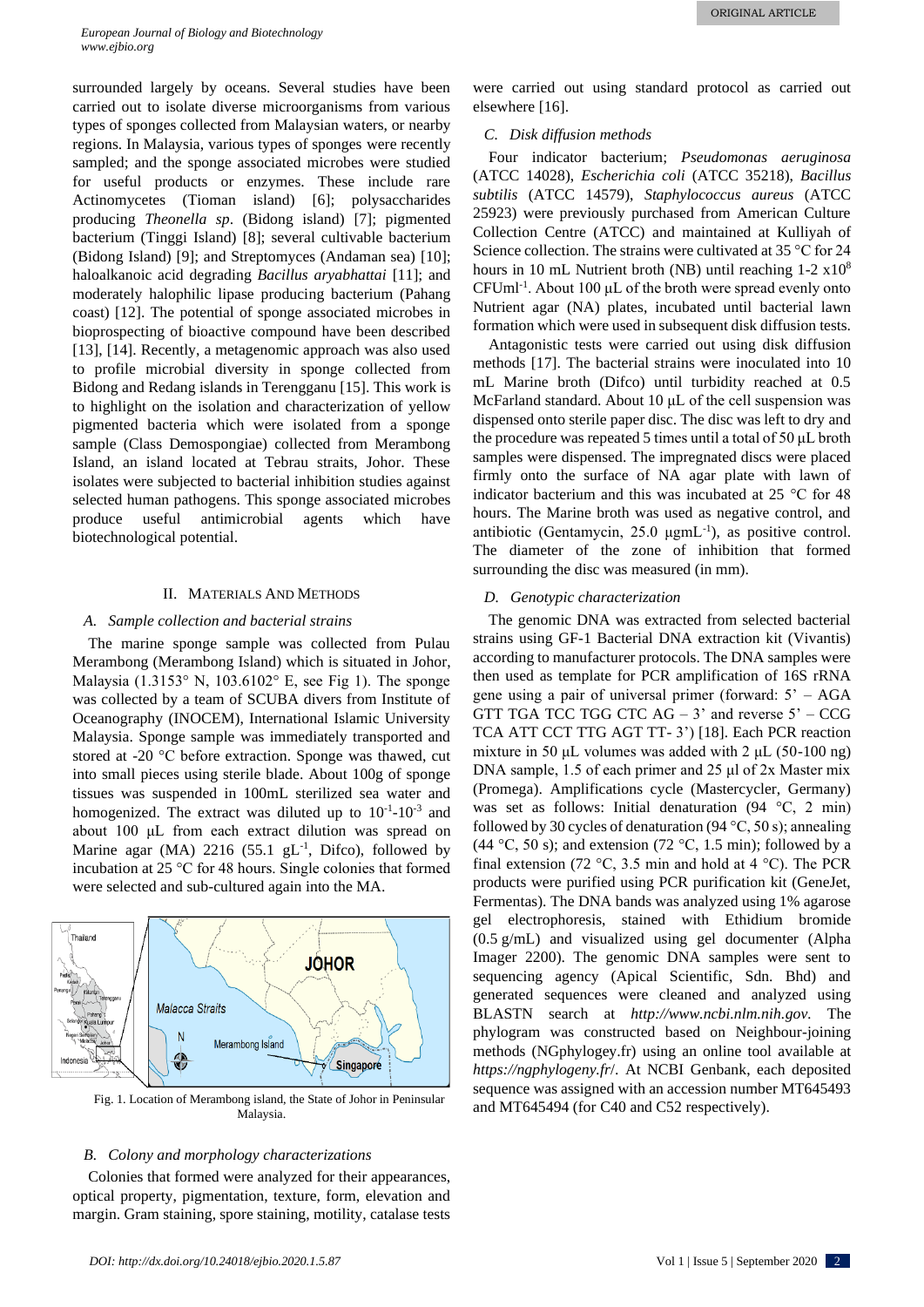surrounded largely by oceans. Several studies have been carried out to isolate diverse microorganisms from various types of sponges collected from Malaysian waters, or nearby regions. In Malaysia, various types of sponges were recently sampled; and the sponge associated microbes were studied for useful products or enzymes. These include rare Actinomycetes (Tioman island) [6]; polysaccharides producing *Theonella sp*. (Bidong island) [7]; pigmented bacterium (Tinggi Island) [8]; several cultivable bacterium (Bidong Island) [9]; and Streptomyces (Andaman sea) [10]; haloalkanoic acid degrading *Bacillus aryabhattai* [11]; and moderately halophilic lipase producing bacterium (Pahang coast) [12]. The potential of sponge associated microbes in bioprospecting of bioactive compound have been described [13], [14]. Recently, a metagenomic approach was also used to profile microbial diversity in sponge collected from Bidong and Redang islands in Terengganu [15]. This work is to highlight on the isolation and characterization of yellow pigmented bacteria which were isolated from a sponge sample (Class Demospongiae) collected from Merambong Island, an island located at Tebrau straits, Johor. These isolates were subjected to bacterial inhibition studies against selected human pathogens. This sponge associated microbes produce useful antimicrobial agents which have biotechnological potential.

## II. Materials And Methods

### A. Sample collection and bacterial strains

The marine sponge sample was collected from Pulau Merambong (Merambong Island) which is situated in Johor, Malaysia (1.3153° N, 103.6102° E, see Fig 1). The sponge was collected by a team of SCUBA divers from Institute of Oceanography (INOCEM), International Islamic University Malaysia. Sponge sample was immediately transported and stored at -20 °C before extraction. Sponge was thawed, cut into small pieces using sterile blade. About 100g of sponge tissues was suspended in 100mL sterilized sea water and homogenized. The extract was diluted up to $10^{-1}$-$10^{-3}$ and about 100 µL from each extract dilution was spread on Marine agar (MA) 2216 (55.1 $gL^{-1}$, Difco), followed by incubation at 25 °C for 48 hours. Single colonies that formed were selected and sub-cultured again into the MA.

Fig. 1. Location of Merambong island, the State of Johor in Peninsular Malaysia.

### B. Colony and morphology characterizations

Colonies that formed were analyzed for their appearances, optical property, pigmentation, texture, form, elevation and margin. Gram staining, spore staining, motility, catalase tests were carried out using standard protocol as carried out elsewhere [16].

### C. Disk diffusion methods

Four indicator bacterium; *Pseudomonas aeruginosa* (ATCC 14028), *Escherichia coli* (ATCC 35218), *Bacillus subtilis* (ATCC 14579), *Staphylococcus aureus* (ATCC 25923) were previously purchased from American Culture Collection Centre (ATCC) and maintained at Kulliyah of Science collection. The strains were cultivated at 35 °C for 24 hours in 10 mL Nutrient broth (NB) until reaching 1-2 $x10^8$ $CFUml^{-1}$. About 100 µL of the broth were spread evenly onto Nutrient agar (NA) plates, incubated until bacterial lawn formation which were used in subsequent disk diffusion tests.

Antagonistic tests were carried out using disk diffusion methods [17]. The bacterial strains were inoculated into 10 mL Marine broth (Difco) until turbidity reached at 0.5 McFarland standard. About 10 µL of the cell suspension was dispensed onto sterile paper disc. The disc was left to dry and the procedure was repeated 5 times until a total of 50 µL broth samples were dispensed. The impregnated discs were placed firmly onto the surface of NA agar plate with lawn of indicator bacterium at 25 °C for 48 hours. The Marine broth was used as negative control, and antibiotic (Gentamycin, 25.0 $\mu gmL^{-1}$), as positive control. The diameter of the zone of inhibition that formed surrounding the disc was measured (in mm).

### D. Genotypic characterization

The genomic DNA was extracted from selected bacterial strains using GF-1 Bacterial DNA extraction kit (Vivantis) according to manufacturer protocols. The DNA samples were then used as template for PCR amplification of 16S rRNA gene using a pair of universal primer (forward: 5' – AGA GTT TGA TCC TGG CTC AG – 3' and reverse 5' – CCG TCA ATT CCT TTG AGT TT- 3') [18]. Each PCR reaction mixture in 50 µL volumes was added with 2 µL (50-100 ng) DNA sample, 1.5 of each primer and 25 µl of 2x Master mix (Promega). Amplifications cycle (Mastercycler, Germany) was set as follows: Initial denaturation (94 °C, 2 min) followed by 30 cycles of denaturation (94 °C, 50 s); annealing (44 °C, 50 s); and extension (72 °C, 1.5 min); followed by a final extension (72 °C, 3.5 min and hold at 4 °C). The PCR products were purified using PCR purification kit (GeneJet, Fermentas). The DNA bands was analyzed using 1% agarose gel electrophoresis, stained with Ethidium bromide (0.5 g/mL) and visualized using gel documenter (Alpha Imager 2200). The genomic DNA samples were sent to sequencing agency (Apical Scientific, Sdn. Bhd) and generated sequences were cleaned and analyzed using BLASTN search at *http://www.ncbi.nlm.nih.gov*. The phylogram was constructed based on Neighbour-joining methods (NGphylogey.fr) using an online tool available at *https://ngphylogeny.fr/*. At NCBI Genbank, each deposited sequence was assigned with an accession number MT645493 and MT645494 (for C40 and C52 respectively).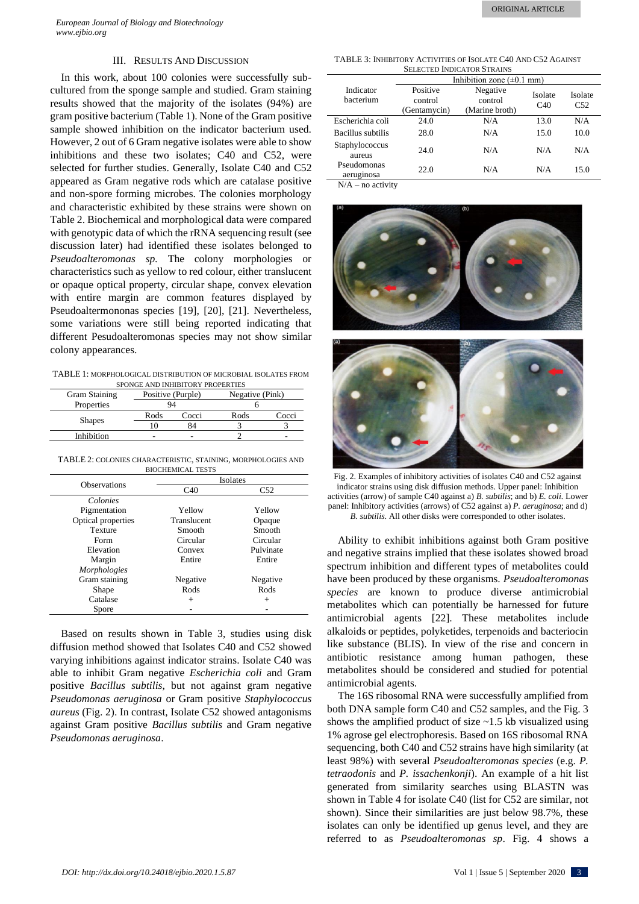### III. Results And Discussion

In this work, about 100 colonies were successfully sub-cultured from the sponge sample and studied. Gram staining results showed that the majority of the isolates (94%) are gram positive bacterium (Table 1). None of the Gram positive sample showed inhibition on the indicator bacterium used. However, 2 out of 6 Gram negative isolates were able to show inhibitions and these two isolates; C40 and C52, were selected for further studies. Generally, Isolate C40 and C52 appeared as Gram negative rods which are catalase positive and non-spore forming microbes. The colonies morphology and characteristic exhibited by these strains were shown on Table 2. Biochemical and morphological data were compared with genotypic data of which the rRNA sequencing result (see discussion later) had identified these isolates belonged to *Pseudoalteromonas sp.* The colony morphologies or characteristics such as yellow to red colour, either translucent or opaque optical property, circular shape, convex elevation with entire margin are common features displayed by Pseudoaltermononas species [19], [20], [21]. Nevertheless, some variations were still being reported indicating that different Pesudoalteromonas species may not show similar colony appearances.

TABLE 1: Morphological distribution of microbial isolates from sponge and inhibitory properties

| Gram Staining Properties | Positive (Purple) | | Negative (Pink) | |
|---|---|---|---|---|
| | 94 | | 6 | |
| Shapes | Rods | Cocci | Rods | Cocci |
| | 10 | 84 | 3 | 3 |
| Inhibition | - | - | 2 | - |

TABLE 2: Colonies characteristic, staining, morphologies and biochemical tests

| Observations | Isolates | |
|---|---|---|
| | C40 | C52 |
| *Colonies* | | |
| Pigmentation | Yellow | Yellow |
| Optical properties | Translucent | Opaque |
| Texture | Smooth | Smooth |
| Form | Circular | Circular |
| Elevation | Convex | Pulvinate |
| Margin | Entire | Entire |
| *Morphologies* | | |
| Gram staining | Negative | Negative |
| Shape | Rods | Rods |
| Catalase | + | + |
| Spore | - | - |

Based on results shown in Table 3, studies using disk diffusion method showed that Isolates C40 and C52 showed varying inhibitions against indicator strains. Isolate C40 was able to inhibit Gram negative *Escherichia coli* and Gram positive *Bacillus subtilis*, but not against gram negative *Pseudomonas aeruginosa* or Gram positive *Staphylococcus aureus* (Fig. 2). In contrast, Isolate C52 showed antagonisms against Gram positive *Bacillus subtilis* and Gram negative *Pseudomonas aeruginosa*.

TABLE 3: Inhibitory activities of isolate C40 and C52 against selected indicator strains

| Indicator bacterium | Inhibition zone (±0.1 mm) | | | |
|---|---|---|---|---|
| | Positive control (Gentamycin) | Negative control (Marine broth) | Isolate C40 | Isolate C52 |
| Escherichia coli | 24.0 | N/A | 13.0 | N/A |
| Bacillus subtilis | 28.0 | N/A | 15.0 | 10.0 |
| Staphylococcus aureus | 24.0 | N/A | N/A | N/A |
| Pseudomonas aeruginosa | 22.0 | N/A | N/A | 15.0 |

N/A – no activity

Fig. 2. Examples of inhibitory activities of isolates C40 and C52 against indicator strains using disk diffusion methods. Upper panel: Inhibition activities (arrow) of sample C40 against a) *B. subtilis*; and b) *E. coli*. Lower panel: Inhibitory activities (arrows) of C52 against a) *P. aeruginosa*; and d) *B. subtilis*. All other disks were corresponded to other isolates.

Ability to exhibit inhibitions against both Gram positive and negative strains implied that these isolates showed broad spectrum inhibition and different types of metabolites could have been produced by these organisms. *Pseudoalteromonas species* are known to produce diverse antimicrobial metabolites which can potentially be harnessed for future antimicrobial agents [22]. These metabolites include alkaloids or peptides, polyketides, terpenoids and bacteriocin like substance (BLIS). In view of the rise and concern in antibiotic resistance among human pathogen, these metabolites should be considered and studied for potential antimicrobial agents.

The 16S ribosomal RNA were successfully amplified from both DNA sample form C40 and C52 samples, and the Fig. 3 shows the amplified product of size ~1.5 kb visualized using 1% agrose gel electrophoresis. Based on 16S ribosomal RNA sequencing, both C40 and C52 strains have high similarity (at least 98%) with several *Pseudoalteromonas species* (e.g. *P. tetraodonis* and *P. issachenkonji*). An example of a hit list generated from similarity searches using BLASTN was shown in Table 4 for isolate C40 (list for C52 are similar, not shown). Since their similarities are just below 98.7%, these isolates can only be identified up genus level, and they are referred to as *Pseudoalteromonas sp*. Fig. 4 shows a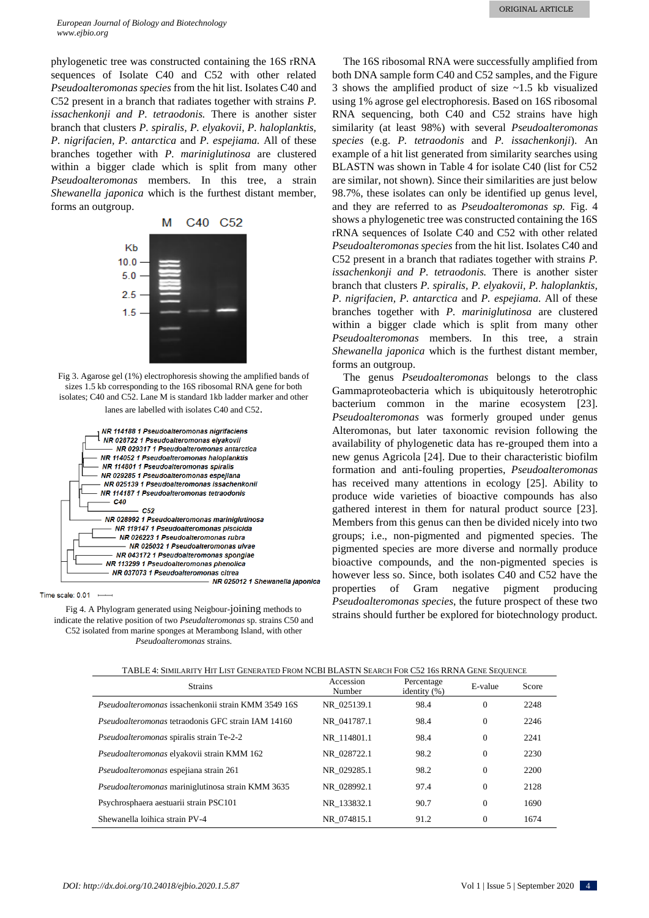phylogenetic tree was constructed containing the 16S rRNA sequences of Isolate C40 and C52 with other related *Pseudoalteromonas species* from the hit list. Isolates C40 and C52 present in a branch that radiates together with strains *P. issachenkonji and P. tetraodonis.* There is another sister branch that clusters *P. spiralis, P. elyakovii, P. haloplanktis, P. nigrifacien, P. antarctica* and *P. espejiama.* All of these branches together with *P. mariniglutinosa* are clustered within a bigger clade which is split from many other *Pseudoalteromonas* members. In this tree, a strain *Shewanella japonica* which is the furthest distant member, forms an outgroup.

Fig 3. Agarose gel (1%) electrophoresis showing the amplified bands of sizes 1.5 kb corresponding to the 16S ribosomal RNA gene for both isolates; C40 and C52. Lane M is standard 1kb ladder marker and other lanes are labelled with isolates C40 and C52.

Fig 4. A Phylogram generated using Neigbour-joining methods to indicate the relative position of two *Pseudalteromonas* sp. strains C50 and C52 isolated from marine sponges at Merambong Island, with other *Pseudoalteromonas* strains.

The 16S ribosomal RNA were successfully amplified from both DNA sample form C40 and C52 samples, and the Figure 3 shows the amplified product of size ~1.5 kb visualized using 1% agrose gel electrophoresis. Based on 16S ribosomal RNA sequencing, both C40 and C52 strains have high similarity (at least 98%) with several *Pseudoalteromonas species* (e.g. *P. tetraodonis* and *P. issachenkonji*). An example of a hit list generated from similarity searches using BLASTN was shown in Table 4 for isolate C40 (list for C52 are similar, not shown). Since their similarities are just below 98.7%, these isolates can only be identified up genus level, and they are referred to as *Pseudoalteromonas sp.* Fig. 4 shows a phylogenetic tree was constructed containing the 16S rRNA sequences of Isolate C40 and C52 with other related *Pseudoalteromonas species* from the hit list. Isolates C40 and C52 present in a branch that radiates together with strains *P. issachenkonji and P. tetraodonis.* There is another sister branch that clusters *P. spiralis, P. elyakovii, P. haloplanktis, P. nigrifacien, P. antarctica* and *P. espejiama.* All of these branches together with *P. mariniglutinosa* are clustered within a bigger clade which is split from many other *Pseudoalteromonas* members. In this tree, a strain *Shewanella japonica* which is the furthest distant member, forms an outgroup.

The genus *Pseudoalteromonas* belongs to the class Gammaproteobacteria which is ubiquitously heterotrophic bacterium common in the marine ecosystem [23]. *Pseudoalteromonas* was formerly grouped under genus Alteromonas, but later taxonomic revision following the availability of phylogenetic data has re-grouped them into a new genus Agricola [24]. Due to their characteristic biofilm formation and anti-fouling properties, *Pseudoalteromonas* has received many attentions in ecology [25]. Ability to produce wide varieties of bioactive compounds has also gathered interest in them for natural product source [23]. Members from this genus can then be divided nicely into two groups; i.e., non-pigmented and pigmented species. The pigmented species are more diverse and normally produce bioactive compounds, and the non-pigmented species is however less so. Since, both isolates C40 and C52 have the properties of Gram negative pigment producing *Pseudoalteromonas species*, the future prospect of these two strains should further be explored for biotechnology product.

TABLE 4: SIMILARITY HIT LIST GENERATED FROM NCBI BLASTN SEARCH FOR C52 16S RRNA GENE SEQUENCE

| Strains | Accession Number | Percentage identity (%) | E-value | Score |
|---|---|---|---|---|
| *Pseudoalteromonas* issachenkonii strain KMM 3549 16S | NR_025139.1 | 98.4 | 0 | 2248 |
| *Pseudoalteromonas* tetraodonis GFC strain IAM 14160 | NR_041787.1 | 98.4 | 0 | 2246 |
| *Pseudoalteromonas* spiralis strain Te-2-2 | NR_114801.1 | 98.4 | 0 | 2241 |
| *Pseudoalteromonas* elyakovii strain KMM 162 | NR_028722.1 | 98.2 | 0 | 2230 |
| *Pseudoalteromonas* espejiana strain 261 | NR_029285.1 | 98.2 | 0 | 2200 |
| *Pseudoalteromonas* mariniglutinosa strain KMM 3635 | NR_028992.1 | 97.4 | 0 | 2128 |
| Psychrosphaera aestuarii strain PSC101 | NR_133832.1 | 90.7 | 0 | 1690 |
| Shewanella loihica strain PV-4 | NR_074815.1 | 91.2 | 0 | 1674 |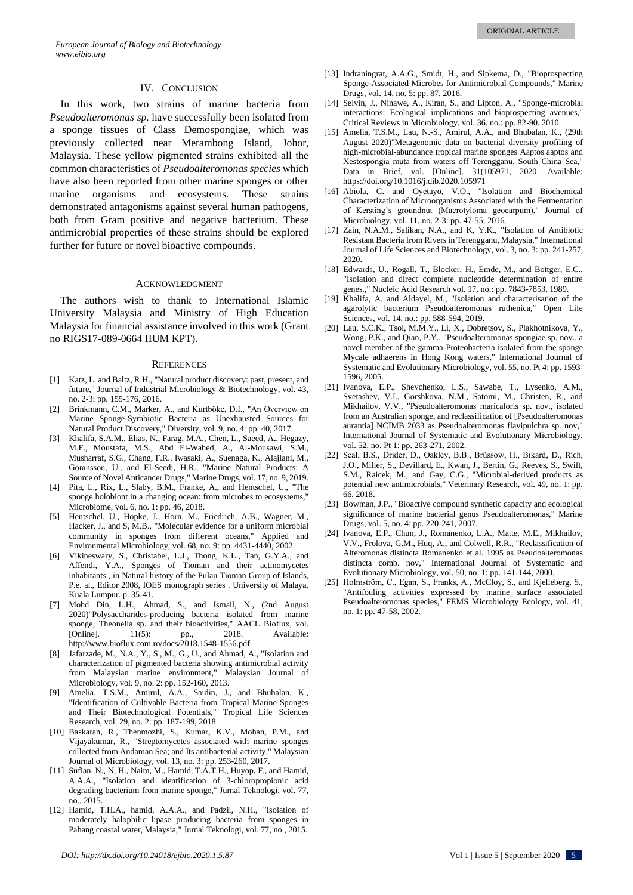## IV. Conclusion

In this work, two strains of marine bacteria from *Pseudoalteromonas sp.* have successfully been isolated from a sponge tissues of Class Demospongiae, which was previously collected near Merambong Island, Johor, Malaysia. These yellow pigmented strains exhibited all the common characteristics of *Pseudoalteromonas species* which have also been reported from other marine sponges or other marine organisms and ecosystems. These strains demonstrated antagonisms against several human pathogens, both from Gram positive and negative bacterium. These antimicrobial properties of these strains should be explored further for future or novel bioactive compounds.

## Acknowledgment

The authors wish to thank to International Islamic University Malaysia and Ministry of High Education Malaysia for financial assistance involved in this work (Grant no RIGS17-089-0664 IIUM KPT).

## References

[1] Katz, L. and Baltz, R.H., "Natural product discovery: past, present, and future," Journal of Industrial Microbiology & Biotechnology, vol. 43, no. 2-3: pp. 155-176, 2016.

[2] Brinkmann, C.M., Marker, A., and Kurtböke, D.İ., "An Overview on Marine Sponge-Symbiotic Bacteria as Unexhausted Sources for Natural Product Discovery," Diversity, vol. 9, no. 4: pp. 40, 2017.

[3] Khalifa, S.A.M., Elias, N., Farag, M.A., Chen, L., Saeed, A., Hegazy, M.F., Moustafa, M.S., Abd El-Wahed, A., Al-Mousawi, S.M., Musharraf, S.G., Chang, F.R., Iwasaki, A., Suenaga, K., Alajlani, M., Göransson, U., and El-Seedi, H.R., "Marine Natural Products: A Source of Novel Anticancer Drugs," Marine Drugs, vol. 17, no. 9, 2019.

[4] Pita, L., Rix, L., Slaby, B.M., Franke, A., and Hentschel, U., "The sponge holobiont in a changing ocean: from microbes to ecosystems," Microbiome, vol. 6, no. 1: pp. 46, 2018.

[5] Hentschel, U., Hopke, J., Horn, M., Friedrich, A.B., Wagner, M., Hacker, J., and S, M.B., "Molecular evidence for a uniform microbial community in sponges from different oceans," Applied and Environmental Microbiology, vol. 68, no. 9: pp. 4431-4440, 2002.

[6] Vikineswary, S., Christabel, L.J., Thong, K.L., Tan, G.Y.A., and Affendi, Y.A., Sponges of Tioman and their actinomycetes inhabitants., in Natural history of the Pulau Tioman Group of Islands, P.e. al., Editor 2008, IOES monograph series . University of Malaya, Kuala Lumpur. p. 35-41.

[7] Mohd Din, L.H., Ahmad, S., and Ismail, N., (2nd August 2020)"Polysaccharides-producing bacteria isolated from marine sponge, Theonella sp. and their bioactivities," AACL Bioflux, vol. [Online]. 11(5): pp., 2018. Available: http://www.bioflux.com.ro/docs/2018.1548-1556.pdf

[8] Jafarzade, M., N.A., Y., S., M., G., U., and Ahmad, A., "Isolation and characterization of pigmented bacteria showing antimicrobial activity from Malaysian marine environment," Malaysian Journal of Microbiology, vol. 9, no. 2: pp. 152-160, 2013.

[9] Amelia, T.S.M., Amirul, A.A., Saidin, J., and Bhubalan, K., "Identification of Cultivable Bacteria from Tropical Marine Sponges and Their Biotechnological Potentials," Tropical Life Sciences Research, vol. 29, no. 2: pp. 187-199, 2018.

[10] Baskaran, R., Thenmozhi, S., Kumar, K.V., Mohan, P.M., and Vijayakumar, R., "Streptomycetes associated with marine sponges collected from Andaman Sea; and Its antibacterial activity," Malaysian Journal of Microbiology, vol. 13, no. 3: pp. 253-260, 2017.

[11] Sufian, N., N, H., Naim, M., Hamid, T.A.T.H., Huyop, F., and Hamid, A.A.A., "Isolation and identification of 3-chloropropionic acid degrading bacterium from marine sponge," Jurnal Teknologi, vol. 77, no., 2015.

[12] Hamid, T.H.A., hamid, A.A.A., and Padzil, N.H., "Isolation of moderately halophilic lipase producing bacteria from sponges in Pahang coastal water, Malaysia," Jurnal Teknologi, vol. 77, no., 2015.

[13] Indraningrat, A.A.G., Smidt, H., and Sipkema, D., "Bioprospecting Sponge-Associated Microbes for Antimicrobial Compounds," Marine Drugs, vol. 14, no. 5: pp. 87, 2016.

[14] Selvin, J., Ninawe, A., Kiran, S., and Lipton, A., "Sponge-microbial interactions: Ecological implications and bioprospecting avenues," Critical Reviews in Microbiology, vol. 36, no.: pp. 82-90, 2010.

[15] Amelia, T.S.M., Lau, N.-S., Amirul, A.A., and Bhubalan, K., (29th August 2020)"Metagenomic data on bacterial diversity profiling of high-microbial-abundance tropical marine sponges Aaptos aaptos and Xestospongia muta from waters off Terengganu, South China Sea," Data in Brief, vol. [Online]. 31(105971, 2020. Available: https://doi.org/10.1016/j.dib.2020.105971

[16] Abiola, C. and Oyetayo, V.O., "Isolation and Biochemical Characterization of Microorganisms Associated with the Fermentation of Kersting's groundnut (Macrotyloma geocarpum)," Journal of Microbiology, vol. 11, no. 2-3: pp. 47-55, 2016.

[17] Zain, N.A.M., Salikan, N.A., and K, Y.K., "Isolation of Antibiotic Resistant Bacteria from Rivers in Terengganu, Malaysia," International Journal of Life Sciences and Biotechnology, vol. 3, no. 3: pp. 241-257, 2020.

[18] Edwards, U., Rogall, T., Blocker, H., Emde, M., and Bottger, E.C., "Isolation and direct complete nucleotide determination of entire genes.," Nucleic Acid Research vol. 17, no.: pp. 7843-7853, 1989.

[19] Khalifa, A. and Aldayel, M., "Isolation and characterisation of the agarolytic bacterium Pseudoalteromonas ruthenica," Open Life Sciences, vol. 14, no.: pp. 588-594, 2019.

[20] Lau, S.C.K., Tsoi, M.M.Y., Li, X., Dobretsov, S., Plakhotnikova, Y., Wong, P.K., and Qian, P.Y., "Pseudoalteromonas spongiae sp. nov., a novel member of the gamma-Proteobacteria isolated from the sponge Mycale adhaerens in Hong Kong waters," International Journal of Systematic and Evolutionary Microbiology, vol. 55, no. Pt 4: pp. 1593-1596, 2005.

[21] Ivanova, E.P., Shevchenko, L.S., Sawabe, T., Lysenko, A.M., Svetashev, V.I., Gorshkova, N.M., Satomi, M., Christen, R., and Mikhailov, V.V., "Pseudoalteromonas maricaloris sp. nov., isolated from an Australian sponge, and reclassification of [Pseudoalteromonas aurantia] NCIMB 2033 as Pseudoalteromonas flavipulchra sp. nov," International Journal of Systematic and Evolutionary Microbiology, vol. 52, no. Pt 1: pp. 263-271, 2002.

[22] Seal, B.S., Drider, D., Oakley, B.B., Brüssow, H., Bikard, D., Rich, J.O., Miller, S., Devillard, E., Kwan, J., Bertin, G., Reeves, S., Swift, S.M., Raicek, M., and Gay, C.G., "Microbial-derived products as potential new antimicrobials," Veterinary Research, vol. 49, no. 1: pp. 66, 2018.

[23] Bowman, J.P., "Bioactive compound synthetic capacity and ecological significance of marine bacterial genus Pseudoalteromonas," Marine Drugs, vol. 5, no. 4: pp. 220-241, 2007.

[24] Ivanova, E.P., Chun, J., Romanenko, L.A., Matte, M.E., Mikhailov, V.V., Frolova, G.M., Huq, A., and Colwell, R.R., "Reclassification of Alteromonas distincta Romanenko et al. 1995 as Pseudoalteromonas distincta comb. nov," International Journal of Systematic and Evolutionary Microbiology, vol. 50, no. 1: pp. 141-144, 2000.

[25] Holmström, C., Egan, S., Franks, A., McCloy, S., and Kjelleberg, S., "Antifouling activities expressed by marine surface associated Pseudoalteromonas species," FEMS Microbiology Ecology, vol. 41, no. 1: pp. 47-58, 2002.